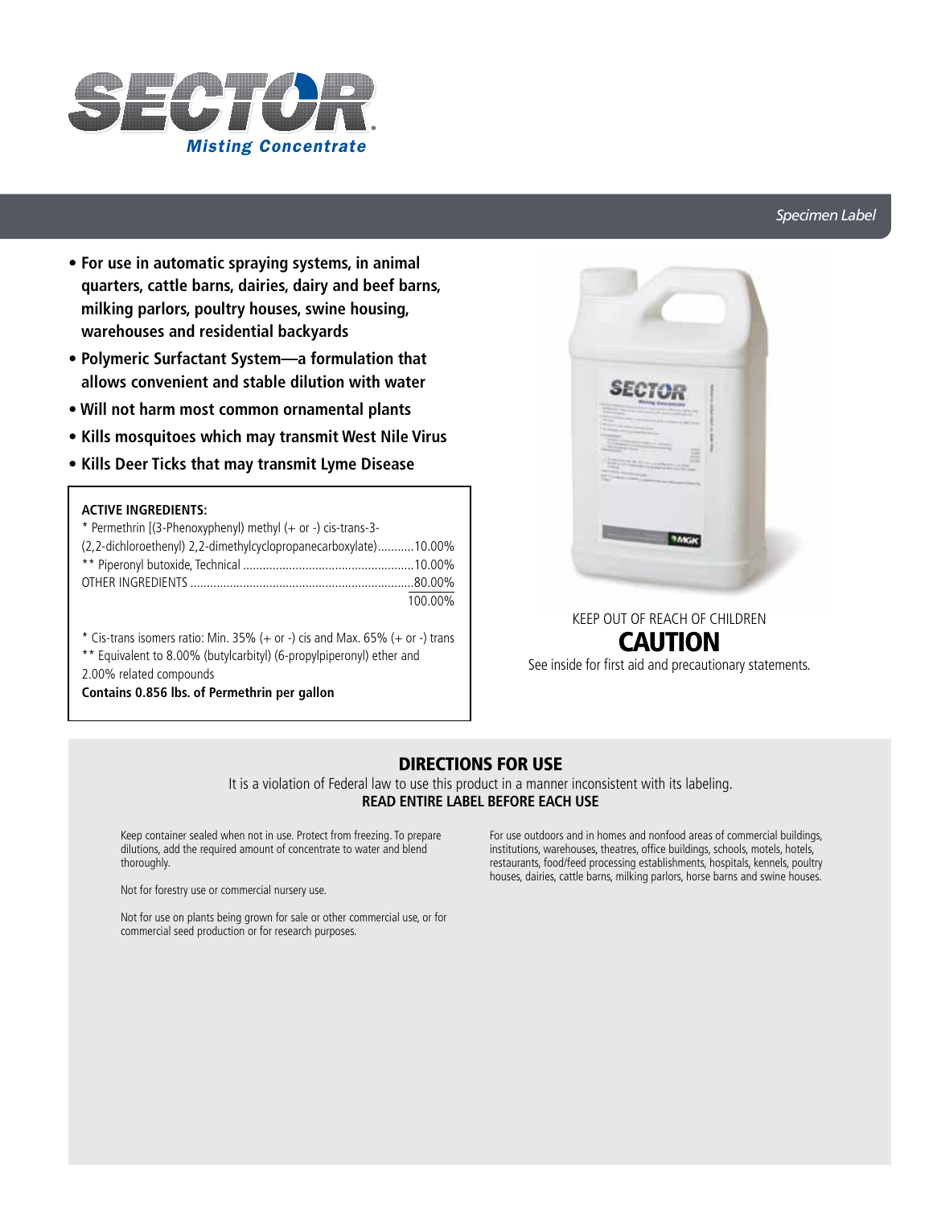# SECTOR®

*Misting Concentrate*

*Specimen Label*

- **For use in automatic spraying systems, in animal quarters, cattle barns, dairies, dairy and beef barns, milking parlors, poultry houses, swine housing, warehouses and residential backyards**
- **Polymeric Surfactant System—a formulation that allows convenient and stable dilution with water**
- **Will not harm most common ornamental plants**
- **Kills mosquitoes which may transmit West Nile Virus**
- **Kills Deer Ticks that may transmit Lyme Disease**

**ACTIVE INGREDIENTS:**

| | |
|---|---|
| * Permethrin [(3-Phenoxyphenyl) methyl (+ or -) cis-trans-3-(2,2-dichloroethenyl) 2,2-dimethylcyclopropanecarboxylate] | 10.00% |
| ** Piperonyl butoxide, Technical | 10.00% |
| OTHER INGREDIENTS | 80.00% |
| | 100.00% |

* Cis-trans isomers ratio: Min. 35% (+ or -) cis and Max. 65% (+ or -) trans

** Equivalent to 8.00% (butylcarbityl) (6-propylpiperonyl) ether and 2.00% related compounds

**Contains 0.856 lbs. of Permethrin per gallon**

KEEP OUT OF REACH OF CHILDREN

## CAUTION

See inside for first aid and precautionary statements.

## DIRECTIONS FOR USE

It is a violation of Federal law to use this product in a manner inconsistent with its labeling.

**READ ENTIRE LABEL BEFORE EACH USE**

Keep container sealed when not in use. Protect from freezing. To prepare dilutions, add the required amount of concentrate to water and blend thoroughly.

Not for forestry use or commercial nursery use.

Not for use on plants being grown for sale or other commercial use, or for commercial seed production or for research purposes.

For use outdoors and in homes and nonfood areas of commercial buildings, institutions, warehouses, theatres, office buildings, schools, motels, hotels, restaurants, food/feed processing establishments, hospitals, kennels, poultry houses, dairies, cattle barns, milking parlors, horse barns and swine houses.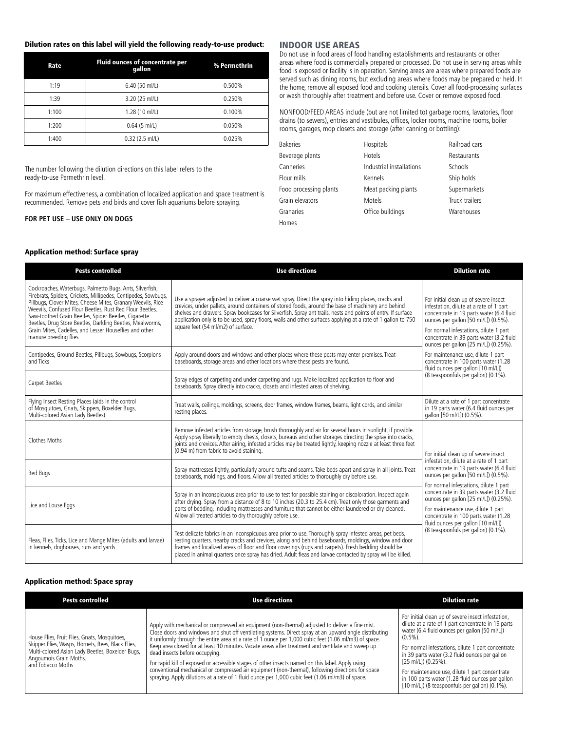**Dilution rates on this label will yield the following ready-to-use product:**

| Rate | Fluid ounces of concentrate per gallon | % Permethrin |
|---|---|---|
| 1:19 | 6.40 (50 ml/L) | 0.500% |
| 1:39 | 3.20 (25 ml/L) | 0.250% |
| 1:100 | 1.28 (10 ml/L) | 0.100% |
| 1:200 | 0.64 (5 ml/L) | 0.050% |
| 1:400 | 0.32 (2.5 ml/L) | 0.025% |

The number following the dilution directions on this label refers to the ready-to-use Permethrin level.

For maximum effectiveness, a combination of localized application and space treatment is recommended. Remove pets and birds and cover fish aquariums before spraying.

**FOR PET USE – USE ONLY ON DOGS**

## INDOOR USE AREAS

Do not use in food areas of food handling establishments and restaurants or other areas where food is commercially prepared or processed. Do not use in serving areas while food is exposed or facility is in operation. Serving areas are areas where prepared foods are served such as dining rooms, but excluding areas where foods may be prepared or held. In the home, remove all exposed food and cooking utensils. Cover all food-processing surfaces or wash thoroughly after treatment and before use. Cover or remove exposed food.

NONFOOD/FEED AREAS include (but are not limited to) garbage rooms, lavatories, floor drains (to sewers), entries and vestibules, offices, locker rooms, machine rooms, boiler rooms, garages, mop closets and storage (after canning or bottling):

| | | |
|---|---|---|
| Bakeries | Hospitals | Railroad cars |
| Beverage plants | Hotels | Restaurants |
| Canneries | Industrial installations | Schools |
| Flour mills | Kennels | Ship holds |
| Food processing plants | Meat packing plants | Supermarkets |
| Grain elevators | Motels | Truck trailers |
| Granaries | Office buildings | Warehouses |
| Homes | | |

### Application method: Surface spray

| Pests controlled | Use directions | Dilution rate |
|---|---|---|
| Cockroaches, Waterbugs, Palmetto Bugs, Ants, Silverfish, Firebrats, Spiders, Crickets, Millipedes, Centipedes, Sowbugs, Pillbugs, Clover Mites, Cheese Mites, Granary Weevils, Rice Weevils, Confused Flour Beetles, Rust Red Flour Beetles, Saw-toothed Grain Beetles, Spider Beetles, Cigarette Beetles, Drug Store Beetles, Darkling Beetles, Mealworms, Grain Mites, Cadelles, and Lesser Houseflies and other manure breeding flies | Use a sprayer adjusted to deliver a coarse wet spray. Direct the spray into hiding places, cracks and crevices, under pallets, around containers of stored foods, around the base of machinery and behind shelves and drawers. Spray bookcases for Silverfish. Spray ant trails, nests and points of entry. If surface application only is to be used, spray floors, walls and other surfaces applying at a rate of 1 gallon to 750 square feet (54 ml/m2) of surface. | For initial clean up of severe insect infestation, dilute at a rate of 1 part concentrate in 19 parts water (6.4 fluid ounces per gallon [50 ml/L]) (0.5%). For normal infestations, dilute 1 part concentrate in 39 parts water (3.2 fluid ounces per gallon [25 ml/L]) (0.25%). For maintenance use, dilute 1 part concentrate in 100 parts water (1.28 fluid ounces per gallon [10 ml/L]) (8 teaspoonfuls per gallon) (0.1%). |
| Centipedes, Ground Beetles, Pillbugs, Sowbugs, Scorpions and Ticks | Apply around doors and windows and other places where these pests may enter premises. Treat baseboards, storage areas and other locations where these pests are found. | |
| Carpet Beetles | Spray edges of carpeting and under carpeting and rugs. Make localized application to floor and baseboards. Spray directly into cracks, closets and infested areas of shelving. | |
| Flying Insect Resting Places (aids in the control of Mosquitoes, Gnats, Skippers, Boxelder Bugs, Multi-colored Asian Lady Beetles) | Treat walls, ceilings, moldings, screens, door frames, window frames, beams, light cords, and similar resting places. | Dilute at a rate of 1 part concentrate in 19 parts water (6.4 fluid ounces per gallon [50 ml/L]) (0.5%). |
| Clothes Moths | Remove infested articles from storage, brush thoroughly and air for several hours in sunlight, if possible. Apply spray liberally to empty chests, closets, bureaus and other storages directing the spray into cracks, joints and crevices. After airing, infested articles may be treated lightly, keeping nozzle at least three feet (0.94 m) from fabric to avoid staining. | For initial clean up of severe insect infestation, dilute at a rate of 1 part concentrate in 19 parts water (6.4 fluid ounces per gallon [50 ml/L]) (0.5%). For normal infestations, dilute 1 part concentrate in 39 parts water (3.2 fluid ounces per gallon [25 ml/L]) (0.25%). For maintenance use, dilute 1 part concentrate in 100 parts water (1.28 fluid ounces per gallon [10 ml/L]) (8 teaspoonfuls per gallon) (0.1%). |
| Bed Bugs | Spray mattresses lightly, particularly around tufts and seams. Take beds apart and spray in all joints. Treat baseboards, moldings, and floors. Allow all treated articles to thoroughly dry before use. | |
| Lice and Louse Eggs | Spray in an inconspicuous area prior to use to test for possible staining or discoloration. Inspect again after drying. Spray from a distance of 8 to 10 inches (20.3 to 25.4 cm). Treat only those garments and parts of bedding, including mattresses and furniture that cannot be either laundered or dry-cleaned. Allow all treated articles to dry thoroughly before use. | |
| Fleas, Flies, Ticks, Lice and Mange Mites (adults and larvae) in kennels, doghouses, runs and yards | Test delicate fabrics in an inconspicuous area prior to use. Thoroughly spray infested areas, pet beds, resting quarters, nearby cracks and crevices, along and behind baseboards, moldings, window and door frames and localized areas of floor and floor coverings (rugs and carpets). Fresh bedding should be placed in animal quarters once spray has dried. Adult fleas and larvae contacted by spray will be killed. | |

### Application method: Space spray

| Pests controlled | Use directions | Dilution rate |
|---|---|---|
| House Flies, Fruit Flies, Gnats, Mosquitoes, Skipper Flies, Wasps, Hornets, Bees, Black Flies, Multi-colored Asian Lady Beetles, Boxelder Bugs, Angoumois Grain Moths, and Tobacco Moths | Apply with mechanical or compressed air equipment (non-thermal) adjusted to deliver a fine mist. Close doors and windows and shut off ventilating systems. Direct spray at an upward angle distributing it uniformly through the entire area at a rate of 1 ounce per 1,000 cubic feet (1.06 ml/m3) of space. Keep area closed for at least 10 minutes. Vacate areas after treatment and ventilate and sweep up dead insects before occupying. For rapid kill of exposed or accessible stages of other insects named on this label. Apply using conventional mechanical or compressed air equipment (non-thermal), following directions for space spraying. Apply dilutions at a rate of 1 fluid ounce per 1,000 cubic feet (1.06 ml/m3) of space. | For initial clean up of severe insect infestation, dilute at a rate of 1 part concentrate in 19 parts water (6.4 fluid ounces per gallon [50 ml/L]) (0.5%). For normal infestations, dilute 1 part concentrate in 39 parts water (3.2 fluid ounces per gallon [25 ml/L]) (0.25%). For maintenance use, dilute 1 part concentrate in 100 parts water (1.28 fluid ounces per gallon [10 ml/L]) (8 teaspoonfuls per gallon) (0.1%). |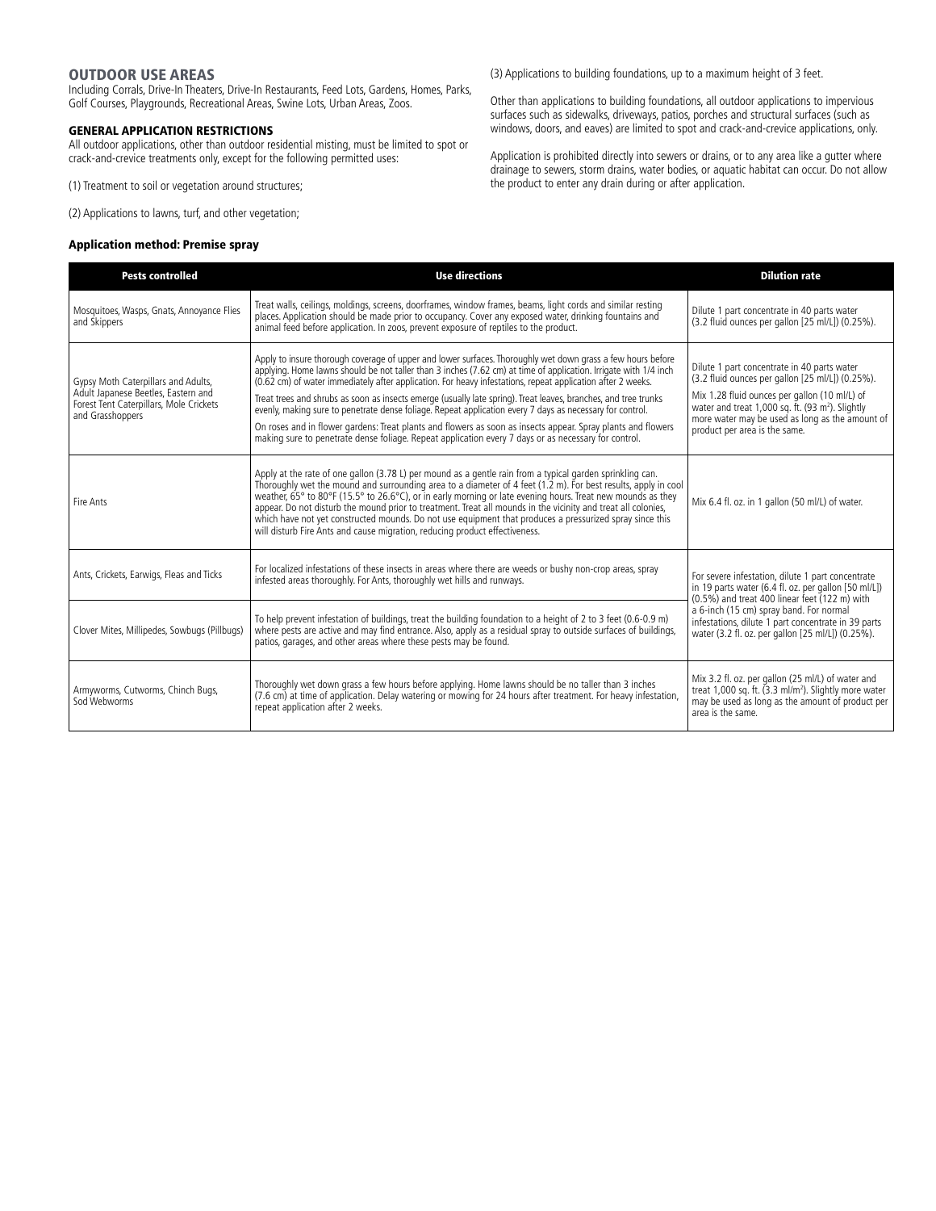## OUTDOOR USE AREAS

Including Corrals, Drive-In Theaters, Drive-In Restaurants, Feed Lots, Gardens, Homes, Parks, Golf Courses, Playgrounds, Recreational Areas, Swine Lots, Urban Areas, Zoos.

### GENERAL APPLICATION RESTRICTIONS

All outdoor applications, other than outdoor residential misting, must be limited to spot or crack-and-crevice treatments only, except for the following permitted uses:

(1) Treatment to soil or vegetation around structures;

(2) Applications to lawns, turf, and other vegetation;

(3) Applications to building foundations, up to a maximum height of 3 feet.

Other than applications to building foundations, all outdoor applications to impervious surfaces such as sidewalks, driveways, patios, porches and structural surfaces (such as windows, doors, and eaves) are limited to spot and crack-and-crevice applications, only.

Application is prohibited directly into sewers or drains, or to any area like a gutter where drainage to sewers, storm drains, water bodies, or aquatic habitat can occur. Do not allow the product to enter any drain during or after application.

#### Application method: Premise spray

| Pests controlled | Use directions | Dilution rate |
|---|---|---|
| Mosquitoes, Wasps, Gnats, Annoyance Flies and Skippers | Treat walls, ceilings, moldings, screens, doorframes, window frames, beams, light cords and similar resting places. Application should be made prior to occupancy. Cover any exposed water, drinking fountains and animal feed before application. In zoos, prevent exposure of reptiles to the product. | Dilute 1 part concentrate in 40 parts water (3.2 fluid ounces per gallon [25 ml/L]) (0.25%). |
| Gypsy Moth Caterpillars and Adults, Adult Japanese Beetles, Eastern and Forest Tent Caterpillars, Mole Crickets and Grasshoppers | Apply to insure thorough coverage of upper and lower surfaces. Thoroughly wet down grass a few hours before applying. Home lawns should be not taller than 3 inches (7.62 cm) at time of application. Irrigate with 1/4 inch (0.62 cm) of water immediately after application. For heavy infestations, repeat application after 2 weeks.<br><br>Treat trees and shrubs as soon as insects emerge (usually late spring). Treat leaves, branches, and tree trunks evenly, making sure to penetrate dense foliage. Repeat application every 7 days as necessary for control.<br><br>On roses and in flower gardens: Treat plants and flowers as soon as insects appear. Spray plants and flowers making sure to penetrate dense foliage. Repeat application every 7 days or as necessary for control. | Dilute 1 part concentrate in 40 parts water (3.2 fluid ounces per gallon [25 ml/L]) (0.25%).<br><br>Mix 1.28 fluid ounces per gallon (10 ml/L) of water and treat 1,000 sq. ft. (93 m²). Slightly more water may be used as long as the amount of product per area is the same. |
| Fire Ants | Apply at the rate of one gallon (3.78 L) per mound as a gentle rain from a typical garden sprinkling can. Thoroughly wet the mound and surrounding area to a diameter of 4 feet (1.2 m). For best results, apply in cool weather, 65° to 80°F (15.5° to 26.6°C), or in early morning or late evening hours. Treat new mounds as they appear. Do not disturb the mound prior to treatment. Treat all mounds in the vicinity and treat all colonies, which have not yet constructed mounds. Do not use equipment that produces a pressurized spray since this will disturb Fire Ants and cause migration, reducing product effectiveness. | Mix 6.4 fl. oz. in 1 gallon (50 ml/L) of water. |
| Ants, Crickets, Earwigs, Fleas and Ticks | For localized infestations of these insects in areas where there are weeds or bushy non-crop areas, spray infested areas thoroughly. For Ants, thoroughly wet hills and runways. | For severe infestation, dilute 1 part concentrate in 19 parts water (6.4 fl. oz. per gallon [50 ml/L]) (0.5%) and treat 400 linear feet (122 m) with a 6-inch (15 cm) spray band. For normal infestations, dilute 1 part concentrate in 39 parts water (3.2 fl. oz. per gallon [25 ml/L]) (0.25%). |
| Clover Mites, Millipedes, Sowbugs (Pillbugs) | To help prevent infestation of buildings, treat the building foundation to a height of 2 to 3 feet (0.6-0.9 m) where pests are active and may find entrance. Also, apply as a residual spray to outside surfaces of buildings, patios, garages, and other areas where these pests may be found. | |
| Armyworms, Cutworms, Chinch Bugs, Sod Webworms | Thoroughly wet down grass a few hours before applying. Home lawns should be no taller than 3 inches (7.6 cm) at time of application. Delay watering or mowing for 24 hours after treatment. For heavy infestation, repeat application after 2 weeks. | Mix 3.2 fl. oz. per gallon (25 ml/L) of water and treat 1,000 sq. ft. (3.3 ml/m²). Slightly more water may be used as long as the amount of product per area is the same. |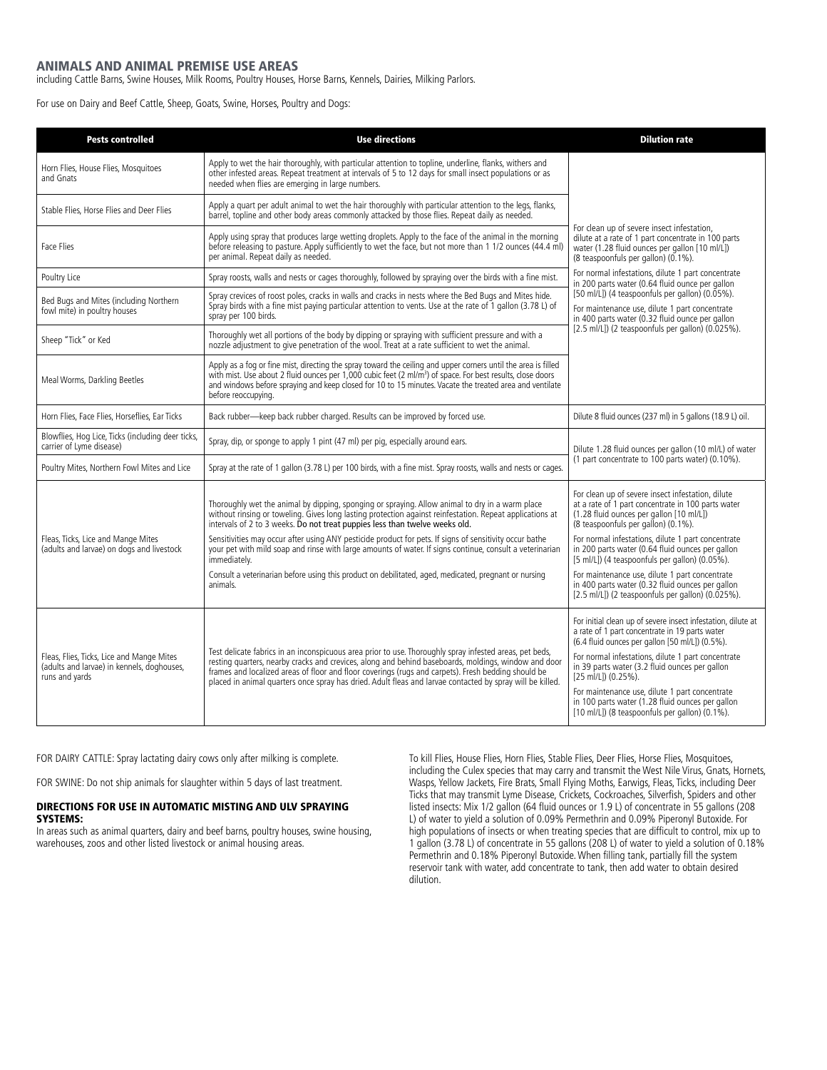## ANIMALS AND ANIMAL PREMISE USE AREAS

including Cattle Barns, Swine Houses, Milk Rooms, Poultry Houses, Horse Barns, Kennels, Dairies, Milking Parlors.

For use on Dairy and Beef Cattle, Sheep, Goats, Swine, Horses, Poultry and Dogs:

| Pests controlled | Use directions | Dilution rate |
|---|---|---|
| Horn Flies, House Flies, Mosquitoes and Gnats | Apply to wet the hair thoroughly, with particular attention to topline, underline, flanks, withers and other infested areas. Repeat treatment at intervals of 5 to 12 days for small insect populations or as needed when flies are emerging in large numbers. | For clean up of severe insect infestation, dilute at a rate of 1 part concentrate in 100 parts water (1.28 fluid ounces per gallon [10 ml/L]) (8 teaspoonfuls per gallon) (0.1%).<br>For normal infestations, dilute 1 part concentrate in 200 parts water (0.64 fluid ounce per gallon [50 ml/L]) (4 teaspoonfuls per gallon) (0.05%).<br>For maintenance use, dilute 1 part concentrate in 400 parts water (0.32 fluid ounce per gallon [2.5 ml/L]) (2 teaspoonfuls per gallon) (0.025%). |
| Stable Flies, Horse Flies and Deer Flies | Apply a quart per adult animal to wet the hair thoroughly with particular attention to the legs, flanks, barrel, topline and other body areas commonly attacked by those flies. Repeat daily as needed. | |
| Face Flies | Apply using spray that produces large wetting droplets. Apply to the face of the animal in the morning before releasing to pasture. Apply sufficiently to wet the face, but not more than 1 1/2 ounces (44.4 ml) per animal. Repeat daily as needed. | |
| Poultry Lice | Spray roosts, walls and nests or cages thoroughly, followed by spraying over the birds with a fine mist. | |
| Bed Bugs and Mites (including Northern fowl mite) in poultry houses | Spray crevices of roost poles, cracks in walls and cracks in nests where the Bed Bugs and Mites hide. Spray birds with a fine mist paying particular attention to vents. Use at the rate of 1 gallon (3.78 L) of spray per 100 birds. | |
| Sheep "Tick" or Ked | Thoroughly wet all portions of the body by dipping or spraying with sufficient pressure and with a nozzle adjustment to give penetration of the wool. Treat at a rate sufficient to wet the animal. | |
| Meal Worms, Darkling Beetles | Apply as a fog or fine mist, directing the spray toward the ceiling and upper corners until the area is filled with mist. Use about 2 fluid ounces per 1,000 cubic feet (2 ml/m$^3$) of space. For best results, close doors and windows before spraying and keep closed for 10 to 15 minutes. Vacate the treated area and ventilate before reoccupying. | |
| Horn Flies, Face Flies, Horseflies, Ear Ticks | Back rubber—keep back rubber charged. Results can be improved by forced use. | Dilute 8 fluid ounces (237 ml) in 5 gallons (18.9 L) oil. |
| Blowflies, Hog Lice, Ticks (including deer ticks, carrier of Lyme disease) | Spray, dip, or sponge to apply 1 pint (47 ml) per pig, especially around ears. | Dilute 1.28 fluid ounces per gallon (10 ml/L) of water (1 part concentrate to 100 parts water) (0.10%). |
| Poultry Mites, Northern Fowl Mites and Lice | Spray at the rate of 1 gallon (3.78 L) per 100 birds, with a fine mist. Spray roosts, walls and nests or cages. | |
| Fleas, Ticks, Lice and Mange Mites (adults and larvae) on dogs and livestock | Thoroughly wet the animal by dipping, sponging or spraying. Allow animal to dry in a warm place without rinsing or toweling. Gives long lasting protection against reinfestation. Repeat applications at intervals of 2 to 3 weeks. **Do not treat puppies less than twelve weeks old.**<br>Sensitivities may occur after using ANY pesticide product for pets. If signs of sensitivity occur bathe your pet with mild soap and rinse with large amounts of water. If signs continue, consult a veterinarian immediately.<br>Consult a veterinarian before using this product on debilitated, aged, medicated, pregnant or nursing animals. | For clean up of severe insect infestation, dilute at a rate of 1 part concentrate in 100 parts water (1.28 fluid ounces per gallon [10 ml/L]) (8 teaspoonfuls per gallon) (0.1%).<br>For normal infestations, dilute 1 part concentrate in 200 parts water (0.64 fluid ounces per gallon [5 ml/L]) (4 teaspoonfuls per gallon) (0.05%).<br>For maintenance use, dilute 1 part concentrate in 400 parts water (0.32 fluid ounces per gallon [2.5 ml/L]) (2 teaspoonfuls per gallon) (0.025%). |
| Fleas, Flies, Ticks, Lice and Mange Mites (adults and larvae) in kennels, doghouses, runs and yards | Test delicate fabrics in an inconspicuous area prior to use. Thoroughly spray infested areas, pet beds, resting quarters, nearby cracks and crevices, along and behind baseboards, moldings, window and door frames and localized areas of floor and floor coverings (rugs and carpets). Fresh bedding should be placed in animal quarters once spray has dried. Adult fleas and larvae contacted by spray will be killed. | For initial clean up of severe insect infestation, dilute at a rate of 1 part concentrate in 19 parts water (6.4 fluid ounces per gallon [50 ml/L]) (0.5%).<br>For normal infestations, dilute 1 part concentrate in 39 parts water (3.2 fluid ounces per gallon [25 ml/L]) (0.25%).<br>For maintenance use, dilute 1 part concentrate in 100 parts water (1.28 fluid ounces per gallon [10 ml/L]) (8 teaspoonfuls per gallon) (0.1%). |

FOR DAIRY CATTLE: Spray lactating dairy cows only after milking is complete.

FOR SWINE: Do not ship animals for slaughter within 5 days of last treatment.

### DIRECTIONS FOR USE IN AUTOMATIC MISTING AND ULV SPRAYING SYSTEMS:

In areas such as animal quarters, dairy and beef barns, poultry houses, swine housing, warehouses, zoos and other listed livestock or animal housing areas.

To kill Flies, House Flies, Horn Flies, Stable Flies, Deer Flies, Horse Flies, Mosquitoes, including the Culex species that may carry and transmit the West Nile Virus, Gnats, Hornets, Wasps, Yellow Jackets, Fire Brats, Small Flying Moths, Earwigs, Fleas, Ticks, including Deer Ticks that may transmit Lyme Disease, Crickets, Cockroaches, Silverfish, Spiders and other listed insects: Mix 1/2 gallon (64 fluid ounces or 1.9 L) of concentrate in 55 gallons (208 L) of water to yield a solution of 0.09% Permethrin and 0.09% Piperonyl Butoxide. For high populations of insects or when treating species that are difficult to control, mix up to 1 gallon (3.78 L) of concentrate in 55 gallons (208 L) of water to yield a solution of 0.18% Permethrin and 0.18% Piperonyl Butoxide. When filling tank, partially fill the system reservoir tank with water, add concentrate to tank, then add water to obtain desired dilution.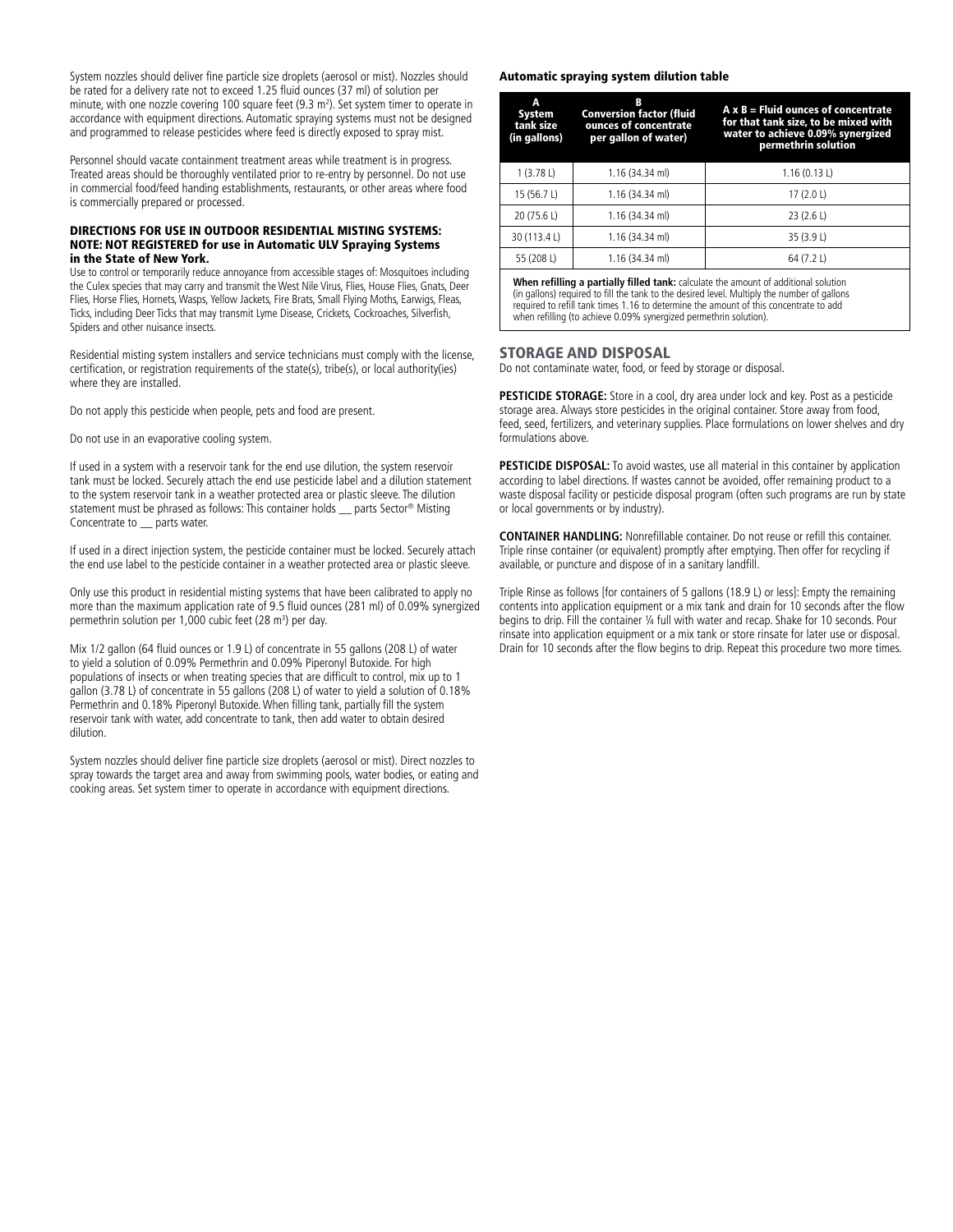System nozzles should deliver fine particle size droplets (aerosol or mist). Nozzles should be rated for a delivery rate not to exceed 1.25 fluid ounces (37 ml) of solution per minute, with one nozzle covering 100 square feet (9.3 m²). Set system timer to operate in accordance with equipment directions. Automatic spraying systems must not be designed and programmed to release pesticides where feed is directly exposed to spray mist.

Personnel should vacate containment treatment areas while treatment is in progress. Treated areas should be thoroughly ventilated prior to re-entry by personnel. Do not use in commercial food/feed handing establishments, restaurants, or other areas where food is commercially prepared or processed.

### DIRECTIONS FOR USE IN OUTDOOR RESIDENTIAL MISTING SYSTEMS: NOTE: NOT REGISTERED for use in Automatic ULV Spraying Systems in the State of New York.

Use to control or temporarily reduce annoyance from accessible stages of: Mosquitoes including the Culex species that may carry and transmit the West Nile Virus, Flies, House Flies, Gnats, Deer Flies, Horse Flies, Hornets, Wasps, Yellow Jackets, Fire Brats, Small Flying Moths, Earwigs, Fleas, Ticks, including Deer Ticks that may transmit Lyme Disease, Crickets, Cockroaches, Silverfish, Spiders and other nuisance insects.

Residential misting system installers and service technicians must comply with the license, certification, or registration requirements of the state(s), tribe(s), or local authority(ies) where they are installed.

Do not apply this pesticide when people, pets and food are present.

Do not use in an evaporative cooling system.

If used in a system with a reservoir tank for the end use dilution, the system reservoir tank must be locked. Securely attach the end use pesticide label and a dilution statement to the system reservoir tank in a weather protected area or plastic sleeve. The dilution statement must be phrased as follows: This container holds __ parts Sector® Misting Concentrate to __ parts water.

If used in a direct injection system, the pesticide container must be locked. Securely attach the end use label to the pesticide container in a weather protected area or plastic sleeve.

Only use this product in residential misting systems that have been calibrated to apply no more than the maximum application rate of 9.5 fluid ounces (281 ml) of 0.09% synergized permethrin solution per 1,000 cubic feet (28 m³) per day.

Mix 1/2 gallon (64 fluid ounces or 1.9 L) of concentrate in 55 gallons (208 L) of water to yield a solution of 0.09% Permethrin and 0.09% Piperonyl Butoxide. For high populations of insects or when treating species that are difficult to control, mix up to 1 gallon (3.78 L) of concentrate in 55 gallons (208 L) of water to yield a solution of 0.18% Permethrin and 0.18% Piperonyl Butoxide. When filling tank, partially fill the system reservoir tank with water, add concentrate to tank, then add water to obtain desired dilution.

System nozzles should deliver fine particle size droplets (aerosol or mist). Direct nozzles to spray towards the target area and away from swimming pools, water bodies, or eating and cooking areas. Set system timer to operate in accordance with equipment directions.

#### Automatic spraying system dilution table

| A System tank size (in gallons) | B Conversion factor (fluid ounces of concentrate per gallon of water) | A x B = Fluid ounces of concentrate for that tank size, to be mixed with water to achieve 0.09% synergized permethrin solution |
|---|---|---|
| 1 (3.78 L) | 1.16 (34.34 ml) | 1.16 (0.13 L) |
| 15 (56.7 L) | 1.16 (34.34 ml) | 17 (2.0 L) |
| 20 (75.6 L) | 1.16 (34.34 ml) | 23 (2.6 L) |
| 30 (113.4 L) | 1.16 (34.34 ml) | 35 (3.9 L) |
| 55 (208 L) | 1.16 (34.34 ml) | 64 (7.2 L) |

**When refilling a partially filled tank:** calculate the amount of additional solution (in gallons) required to fill the tank to the desired level. Multiply the number of gallons required to refill tank times 1.16 to determine the amount of this concentrate to add when refilling (to achieve 0.09% synergized permethrin solution).

## STORAGE AND DISPOSAL

Do not contaminate water, food, or feed by storage or disposal.

**PESTICIDE STORAGE:** Store in a cool, dry area under lock and key. Post as a pesticide storage area. Always store pesticides in the original container. Store away from food, feed, seed, fertilizers, and veterinary supplies. Place formulations on lower shelves and dry formulations above.

**PESTICIDE DISPOSAL:** To avoid wastes, use all material in this container by application according to label directions. If wastes cannot be avoided, offer remaining product to a waste disposal facility or pesticide disposal program (often such programs are run by state or local governments or by industry).

**CONTAINER HANDLING:** Nonrefillable container. Do not reuse or refill this container. Triple rinse container (or equivalent) promptly after emptying. Then offer for recycling if available, or puncture and dispose of in a sanitary landfill.

Triple Rinse as follows [for containers of 5 gallons (18.9 L) or less]: Empty the remaining contents into application equipment or a mix tank and drain for 10 seconds after the flow begins to drip. Fill the container ¼ full with water and recap. Shake for 10 seconds. Pour rinsate into application equipment or a mix tank or store rinsate for later use or disposal. Drain for 10 seconds after the flow begins to drip. Repeat this procedure two more times.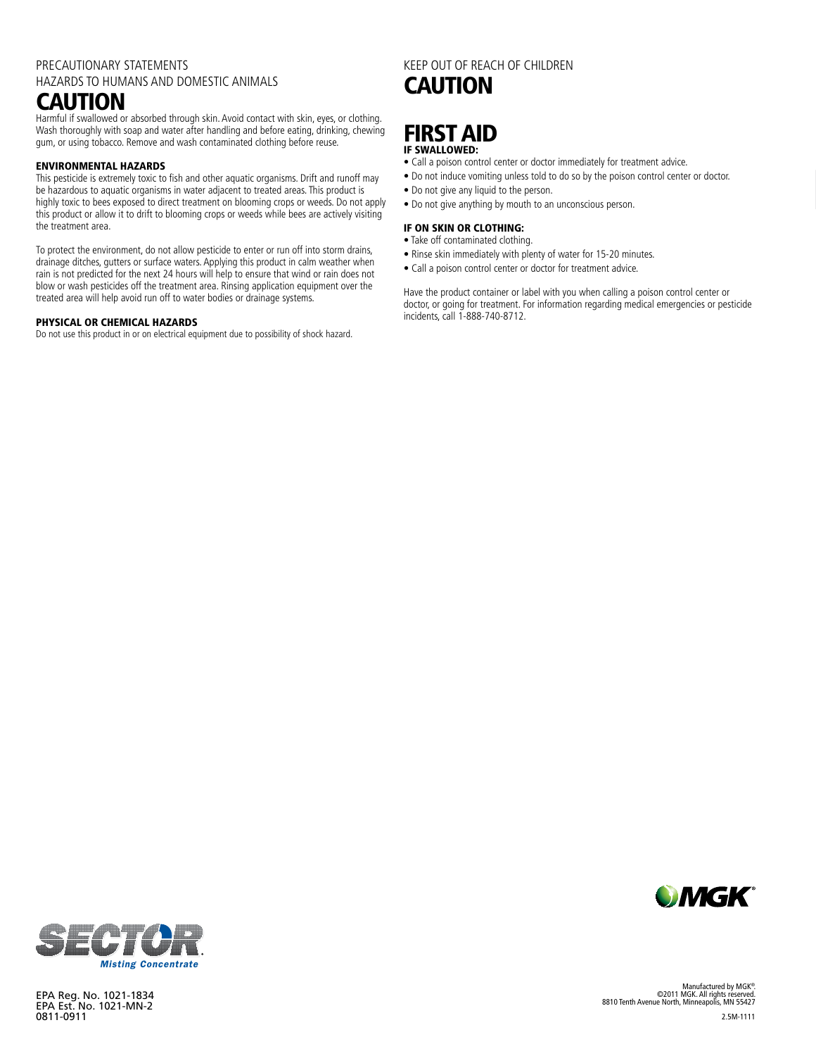PRECAUTIONARY STATEMENTS

HAZARDS TO HUMANS AND DOMESTIC ANIMALS

# CAUTION

Harmful if swallowed or absorbed through skin. Avoid contact with skin, eyes, or clothing. Wash thoroughly with soap and water after handling and before eating, drinking, chewing gum, or using tobacco. Remove and wash contaminated clothing before reuse.

### ENVIRONMENTAL HAZARDS

This pesticide is extremely toxic to fish and other aquatic organisms. Drift and runoff may be hazardous to aquatic organisms in water adjacent to treated areas. This product is highly toxic to bees exposed to direct treatment on blooming crops or weeds. Do not apply this product or allow it to drift to blooming crops or weeds while bees are actively visiting the treatment area.

To protect the environment, do not allow pesticide to enter or run off into storm drains, drainage ditches, gutters or surface waters. Applying this product in calm weather when rain is not predicted for the next 24 hours will help to ensure that wind or rain does not blow or wash pesticides off the treatment area. Rinsing application equipment over the treated area will help avoid run off to water bodies or drainage systems.

### PHYSICAL OR CHEMICAL HAZARDS

Do not use this product in or on electrical equipment due to possibility of shock hazard.

KEEP OUT OF REACH OF CHILDREN

# CAUTION

# FIRST AID

### IF SWALLOWED:

- Call a poison control center or doctor immediately for treatment advice.
- Do not induce vomiting unless told to do so by the poison control center or doctor.
- Do not give any liquid to the person.
- Do not give anything by mouth to an unconscious person.

### IF ON SKIN OR CLOTHING:

- Take off contaminated clothing.
- Rinse skin immediately with plenty of water for 15-20 minutes.
- Call a poison control center or doctor for treatment advice.

Have the product container or label with you when calling a poison control center or doctor, or going for treatment. For information regarding medical emergencies or pesticide incidents, call 1-888-740-8712.

MGK®

SECTOR® Misting Concentrate

EPA Reg. No. 1021-1834
EPA Est. No. 1021-MN-2
0811-0911

Manufactured by MGK®.
©2011 MGK. All rights reserved.
8810 Tenth Avenue North, Minneapolis, MN 55427

2.5M-1111